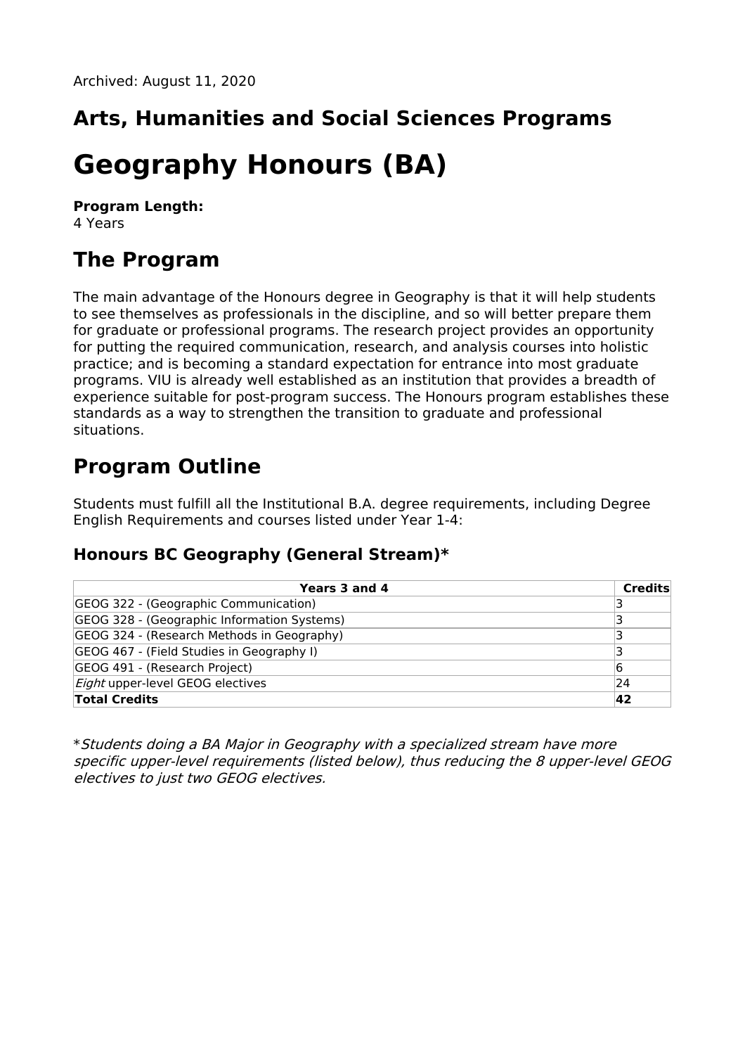Archived: August 11, 2020

## Arts, Humanities and Social Sciences Programs

# Geography Honours (BA)

**Program Length:**
4 Years

## The Program

The main advantage of the Honours degree in Geography is that it will help students to see themselves as professionals in the discipline, and so will better prepare them for graduate or professional programs. The research project provides an opportunity for putting the required communication, research, and analysis courses into holistic practice; and is becoming a standard expectation for entrance into most graduate programs. VIU is already well established as an institution that provides a breadth of experience suitable for post-program success. The Honours program establishes these standards as a way to strengthen the transition to graduate and professional situations.

## Program Outline

Students must fulfill all the Institutional B.A. degree requirements, including Degree English Requirements and courses listed under Year 1-4:

### Honours BC Geography (General Stream)*

| Years 3 and 4 | Credits |
|---|---|
| GEOG 322 - (Geographic Communication) | 3 |
| GEOG 328 - (Geographic Information Systems) | 3 |
| GEOG 324 - (Research Methods in Geography) | 3 |
| GEOG 467 - (Field Studies in Geography I) | 3 |
| GEOG 491 - (Research Project) | 6 |
| *Eight* upper-level GEOG electives | 24 |
| **Total Credits** | **42** |

**Students doing a BA Major in Geography with a specialized stream have more specific upper-level requirements (listed below), thus reducing the 8 upper-level GEOG electives to just two GEOG electives.*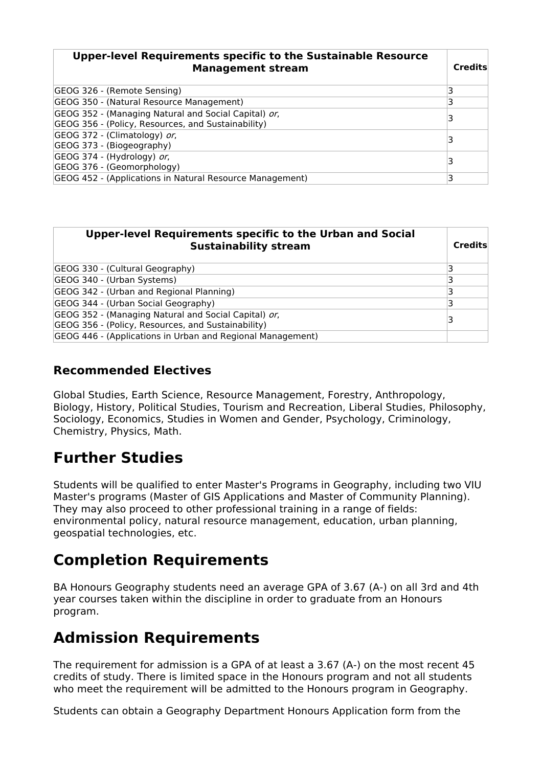| Upper-level Requirements specific to the Sustainable Resource Management stream | Credits |
|---|---|
| GEOG 326 - (Remote Sensing) | 3 |
| GEOG 350 - (Natural Resource Management) | 3 |
| GEOG 352 - (Managing Natural and Social Capital) *or*,<br>GEOG 356 - (Policy, Resources, and Sustainability) | 3 |
| GEOG 372 - (Climatology) *or*,<br>GEOG 373 - (Biogeography) | 3 |
| GEOG 374 - (Hydrology) *or*,<br>GEOG 376 - (Geomorphology) | 3 |
| GEOG 452 - (Applications in Natural Resource Management) | 3 |

| Upper-level Requirements specific to the Urban and Social Sustainability stream | Credits |
|---|---|
| GEOG 330 - (Cultural Geography) | 3 |
| GEOG 340 - (Urban Systems) | 3 |
| GEOG 342 - (Urban and Regional Planning) | 3 |
| GEOG 344 - (Urban Social Geography) | 3 |
| GEOG 352 - (Managing Natural and Social Capital) *or*,<br>GEOG 356 - (Policy, Resources, and Sustainability) | 3 |
| GEOG 446 - (Applications in Urban and Regional Management) | |

### Recommended Electives

Global Studies, Earth Science, Resource Management, Forestry, Anthropology, Biology, History, Political Studies, Tourism and Recreation, Liberal Studies, Philosophy, Sociology, Economics, Studies in Women and Gender, Psychology, Criminology, Chemistry, Physics, Math.

## Further Studies

Students will be qualified to enter Master's Programs in Geography, including two VIU Master's programs (Master of GIS Applications and Master of Community Planning). They may also proceed to other professional training in a range of fields: environmental policy, natural resource management, education, urban planning, geospatial technologies, etc.

## Completion Requirements

BA Honours Geography students need an average GPA of 3.67 (A-) on all 3rd and 4th year courses taken within the discipline in order to graduate from an Honours program.

## Admission Requirements

The requirement for admission is a GPA of at least a 3.67 (A-) on the most recent 45 credits of study. There is limited space in the Honours program and not all students who meet the requirement will be admitted to the Honours program in Geography.

Students can obtain a Geography Department Honours Application form from the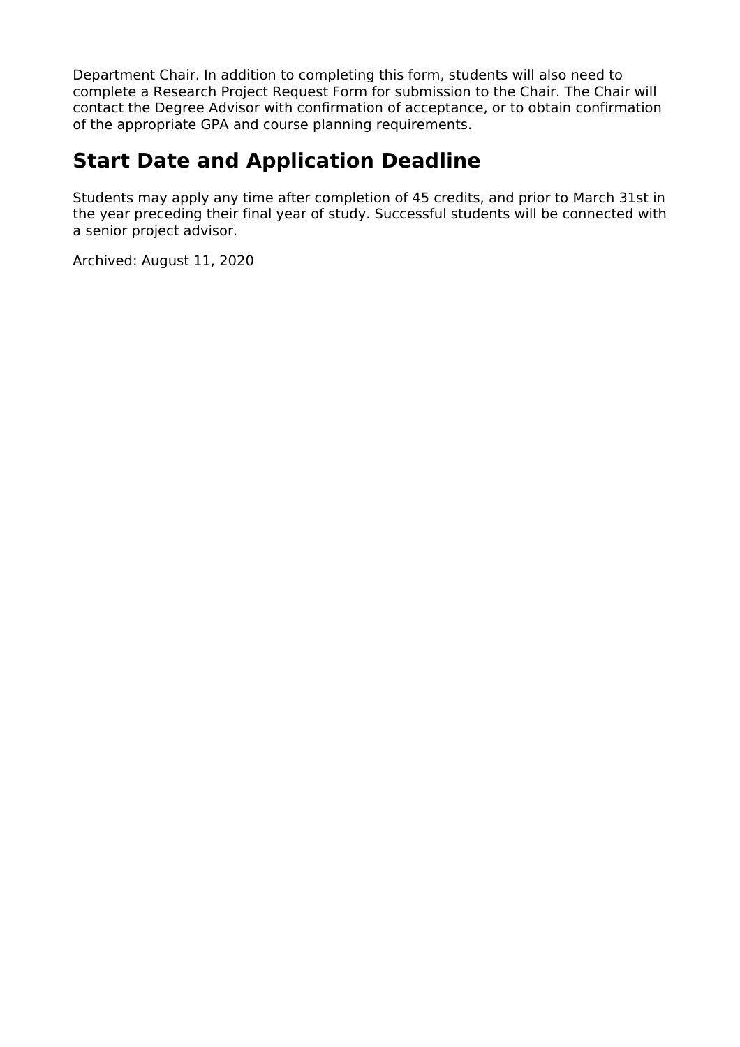Department Chair. In addition to completing this form, students will also need to complete a Research Project Request Form for submission to the Chair. The Chair will contact the Degree Advisor with confirmation of acceptance, or to obtain confirmation of the appropriate GPA and course planning requirements.

## Start Date and Application Deadline

Students may apply any time after completion of 45 credits, and prior to March 31st in the year preceding their final year of study. Successful students will be connected with a senior project advisor.

Archived: August 11, 2020